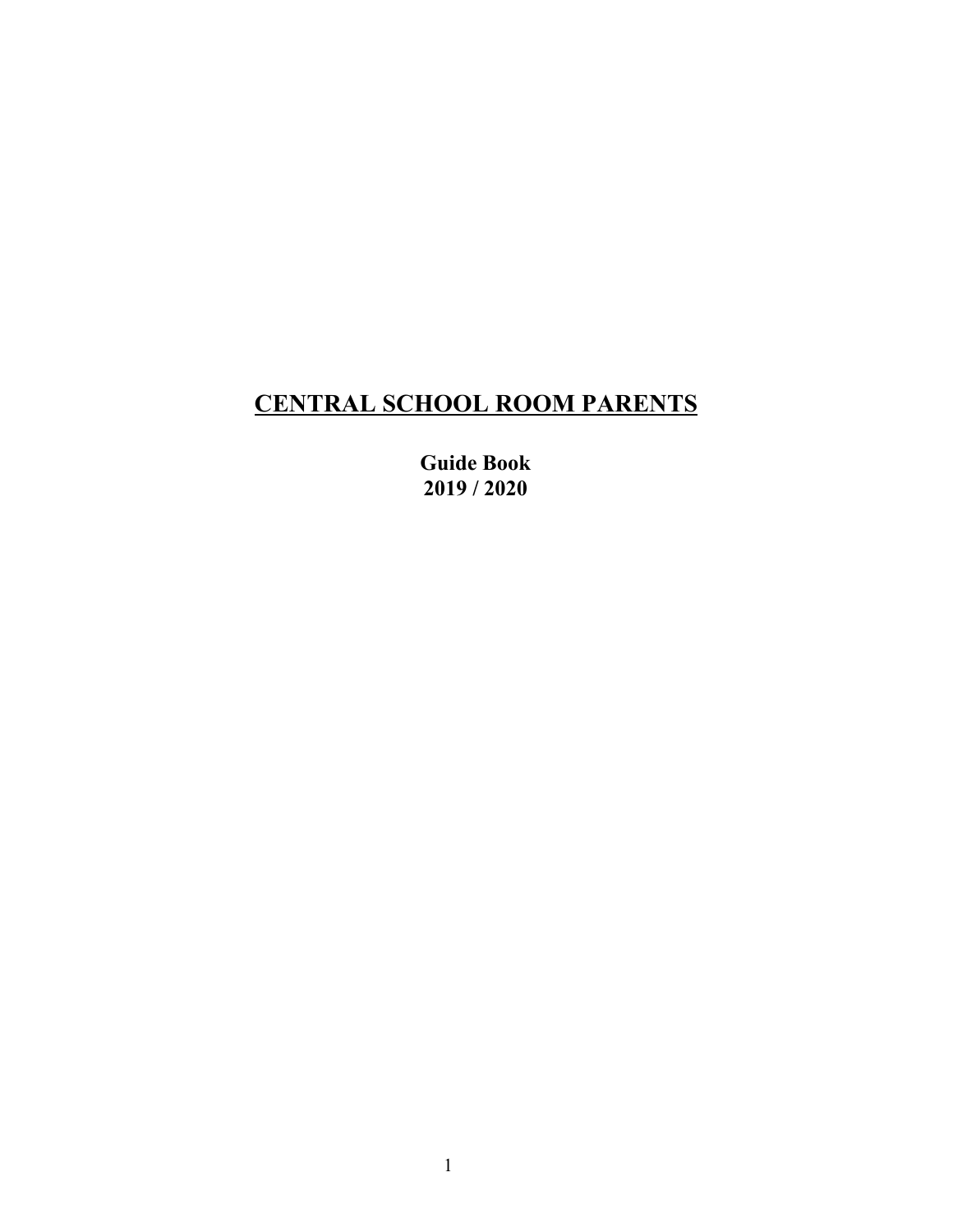# CENTRAL SCHOOL ROOM PARENTS

**Guide Book**
**2019 / 2020**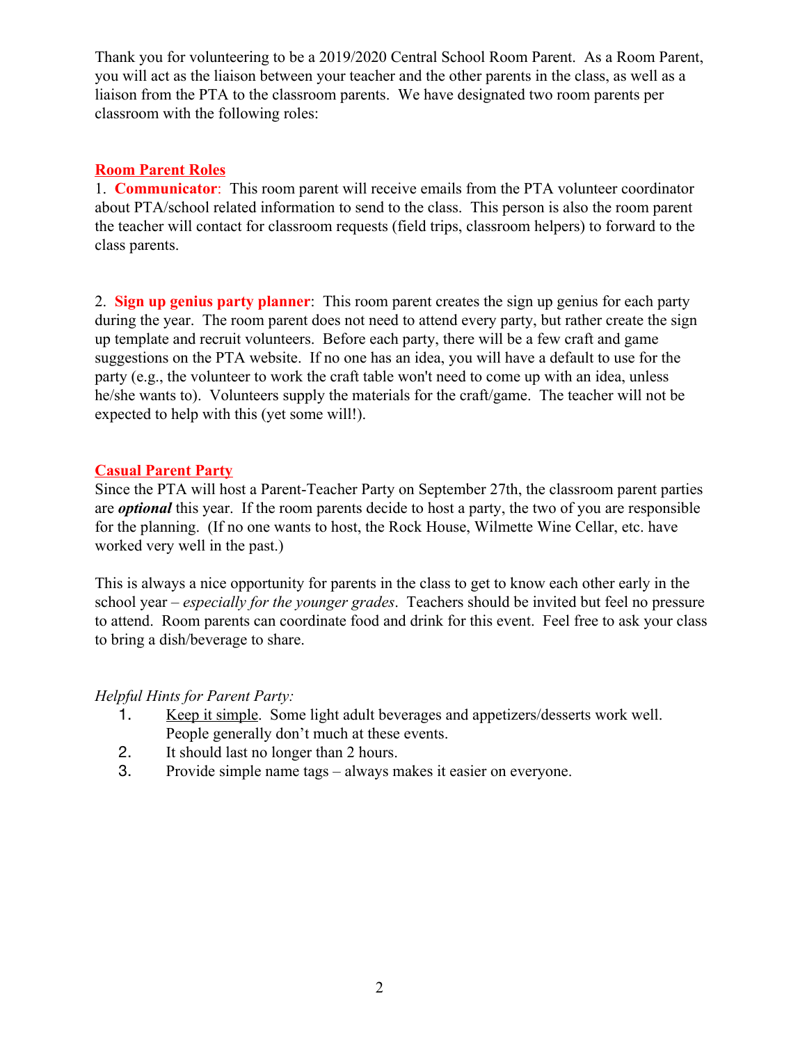Thank you for volunteering to be a 2019/2020 Central School Room Parent. As a Room Parent, you will act as the liaison between your teacher and the other parents in the class, as well as a liaison from the PTA to the classroom parents. We have designated two room parents per classroom with the following roles:

## Room Parent Roles

1. **Communicator**: This room parent will receive emails from the PTA volunteer coordinator about PTA/school related information to send to the class. This person is also the room parent the teacher will contact for classroom requests (field trips, classroom helpers) to forward to the class parents.

2. **Sign up genius party planner**: This room parent creates the sign up genius for each party during the year. The room parent does not need to attend every party, but rather create the sign up template and recruit volunteers. Before each party, there will be a few craft and game suggestions on the PTA website. If no one has an idea, you will have a default to use for the party (e.g., the volunteer to work the craft table won't need to come up with an idea, unless he/she wants to). Volunteers supply the materials for the craft/game. The teacher will not be expected to help with this (yet some will!).

## Casual Parent Party

Since the PTA will host a Parent-Teacher Party on September 27th, the classroom parent parties are ***optional*** this year. If the room parents decide to host a party, the two of you are responsible for the planning. (If no one wants to host, the Rock House, Wilmette Wine Cellar, etc. have worked very well in the past.)

This is always a nice opportunity for parents in the class to get to know each other early in the school year – *especially for the younger grades*. Teachers should be invited but feel no pressure to attend. Room parents can coordinate food and drink for this event. Feel free to ask your class to bring a dish/beverage to share.

*Helpful Hints for Parent Party:*

1. Keep it simple. Some light adult beverages and appetizers/desserts work well. People generally don't much at these events.
2. It should last no longer than 2 hours.
3. Provide simple name tags – always makes it easier on everyone.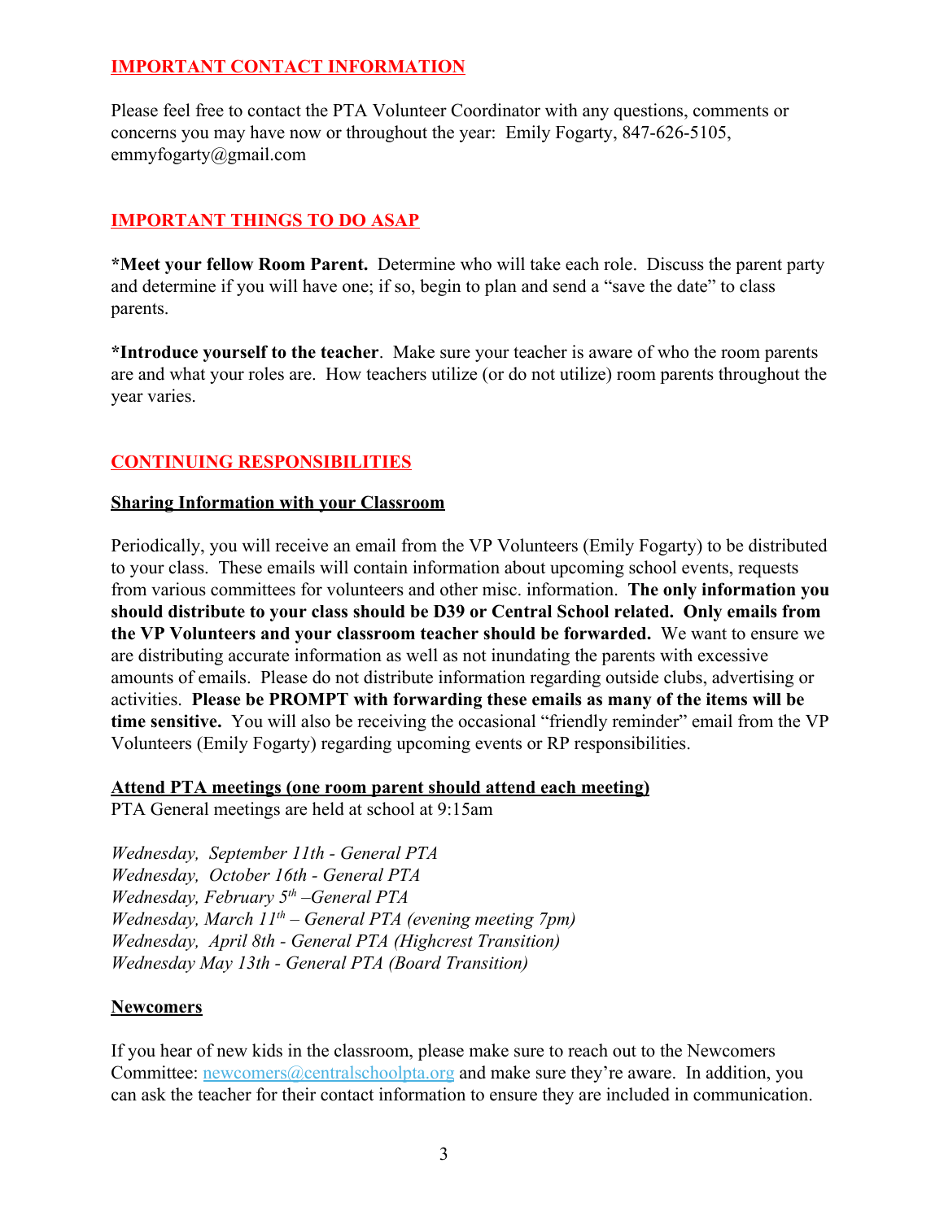## IMPORTANT CONTACT INFORMATION

Please feel free to contact the PTA Volunteer Coordinator with any questions, comments or concerns you may have now or throughout the year: Emily Fogarty, 847-626-5105, emmyfogarty@gmail.com

## IMPORTANT THINGS TO DO ASAP

**\*Meet your fellow Room Parent.** Determine who will take each role. Discuss the parent party and determine if you will have one; if so, begin to plan and send a "save the date" to class parents.

**\*Introduce yourself to the teacher**. Make sure your teacher is aware of who the room parents are and what your roles are. How teachers utilize (or do not utilize) room parents throughout the year varies.

## CONTINUING RESPONSIBILITIES

### Sharing Information with your Classroom

Periodically, you will receive an email from the VP Volunteers (Emily Fogarty) to be distributed to your class. These emails will contain information about upcoming school events, requests from various committees for volunteers and other misc. information. **The only information you should distribute to your class should be D39 or Central School related. Only emails from the VP Volunteers and your classroom teacher should be forwarded.** We want to ensure we are distributing accurate information as well as not inundating the parents with excessive amounts of emails. Please do not distribute information regarding outside clubs, advertising or activities. **Please be PROMPT with forwarding these emails as many of the items will be time sensitive.** You will also be receiving the occasional "friendly reminder" email from the VP Volunteers (Emily Fogarty) regarding upcoming events or RP responsibilities.

### Attend PTA meetings (one room parent should attend each meeting)

PTA General meetings are held at school at 9:15am

*Wednesday, September 11th - General PTA*
*Wednesday, October 16th - General PTA*
*Wednesday, February 5th –General PTA*
*Wednesday, March 11th – General PTA (evening meeting 7pm)*
*Wednesday, April 8th - General PTA (Highcrest Transition)*
*Wednesday May 13th - General PTA (Board Transition)*

### Newcomers

If you hear of new kids in the classroom, please make sure to reach out to the Newcomers Committee: newcomers@centralschoolpta.org and make sure they're aware. In addition, you can ask the teacher for their contact information to ensure they are included in communication.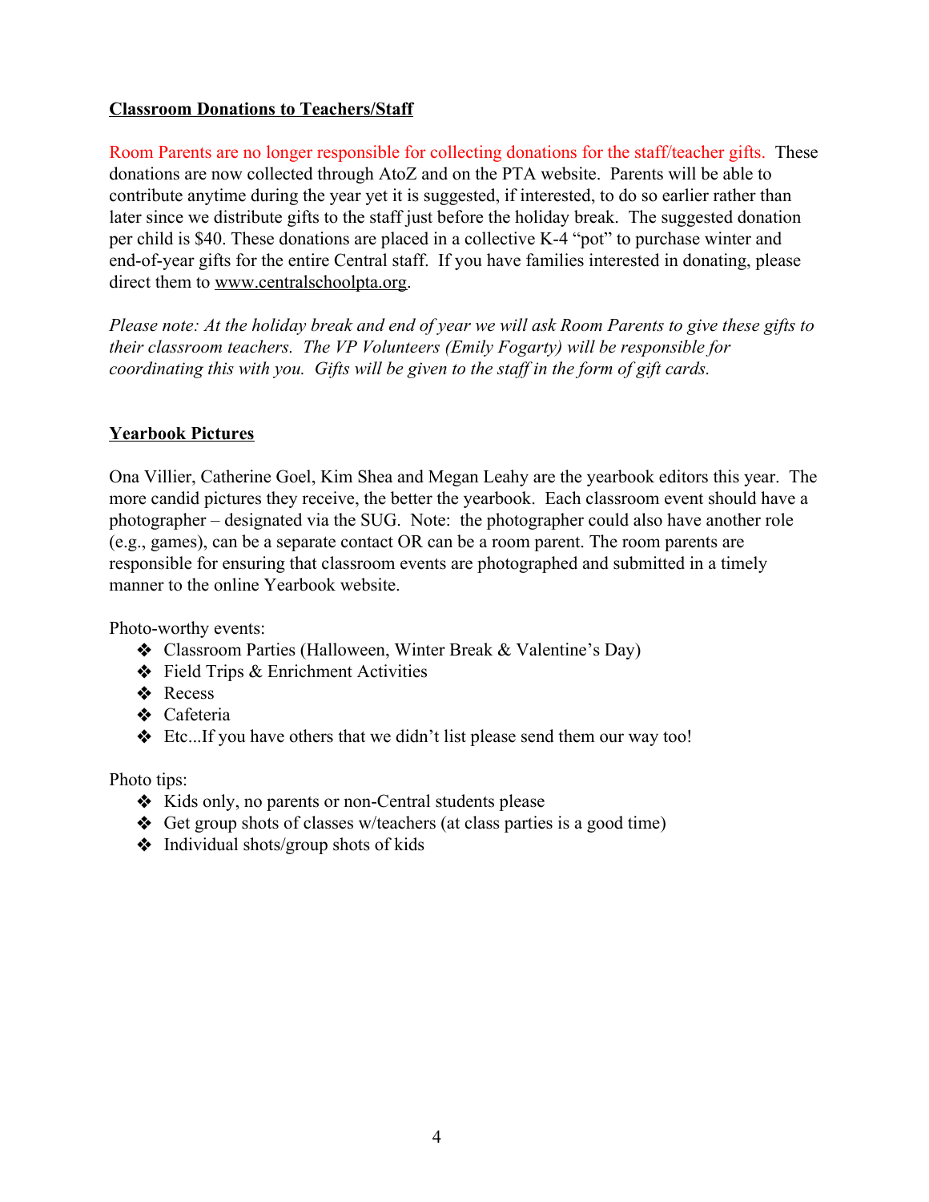## Classroom Donations to Teachers/Staff

Room Parents are no longer responsible for collecting donations for the staff/teacher gifts. These donations are now collected through AtoZ and on the PTA website. Parents will be able to contribute anytime during the year yet it is suggested, if interested, to do so earlier rather than later since we distribute gifts to the staff just before the holiday break. The suggested donation per child is $40. These donations are placed in a collective K-4 "pot" to purchase winter and end-of-year gifts for the entire Central staff. If you have families interested in donating, please direct them to www.centralschoolpta.org.

*Please note: At the holiday break and end of year we will ask Room Parents to give these gifts to their classroom teachers. The VP Volunteers (Emily Fogarty) will be responsible for coordinating this with you. Gifts will be given to the staff in the form of gift cards.*

## Yearbook Pictures

Ona Villier, Catherine Goel, Kim Shea and Megan Leahy are the yearbook editors this year. The more candid pictures they receive, the better the yearbook. Each classroom event should have a photographer – designated via the SUG. Note: the photographer could also have another role (e.g., games), can be a separate contact OR can be a room parent. The room parents are responsible for ensuring that classroom events are photographed and submitted in a timely manner to the online Yearbook website.

Photo-worthy events:

- Classroom Parties (Halloween, Winter Break & Valentine's Day)
- Field Trips & Enrichment Activities
- Recess
- Cafeteria
- Etc...If you have others that we didn't list please send them our way too!

Photo tips:

- Kids only, no parents or non-Central students please
- Get group shots of classes w/teachers (at class parties is a good time)
- Individual shots/group shots of kids